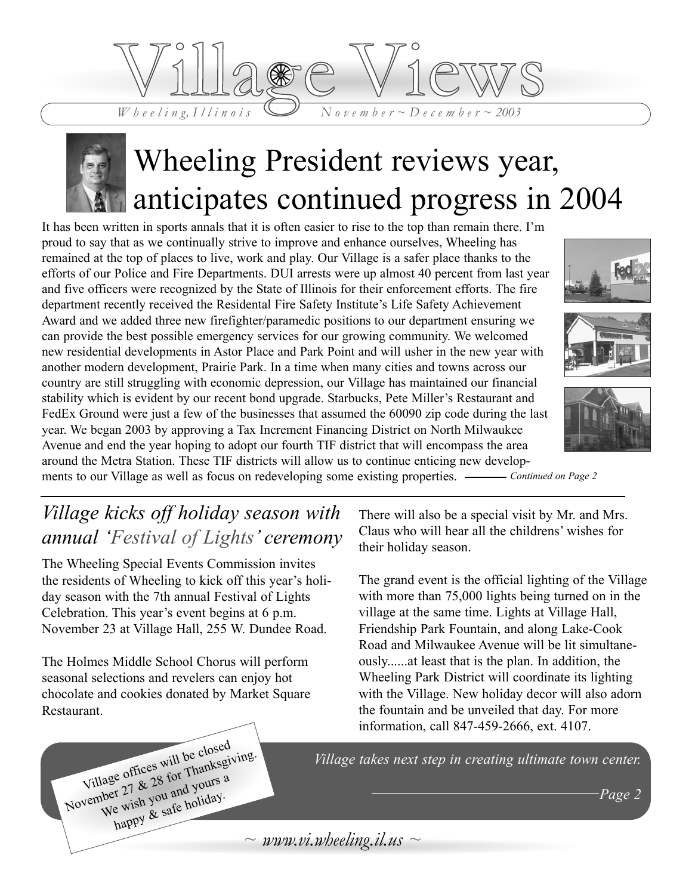# Village Views

*Wheeling, Illinois* *November ~ December ~ 2003*

## Wheeling President reviews year, anticipates continued progress in 2004

It has been written in sports annals that it is often easier to rise to the top than remain there. I'm proud to say that as we continually strive to improve and enhance ourselves, Wheeling has remained at the top of places to live, work and play. Our Village is a safer place thanks to the efforts of our Police and Fire Departments. DUI arrests were up almost 40 percent from last year and five officers were recognized by the State of Illinois for their enforcement efforts. The fire department recently received the Residental Fire Safety Institute's Life Safety Achievement Award and we added three new firefighter/paramedic positions to our department ensuring we can provide the best possible emergency services for our growing community. We welcomed new residential developments in Astor Place and Park Point and will usher in the new year with another modern development, Prairie Park. In a time when many cities and towns across our country are still struggling with economic depression, our Village has maintained our financial stability which is evident by our recent bond upgrade. Starbucks, Pete Miller's Restaurant and FedEx Ground were just a few of the businesses that assumed the 60090 zip code during the last year. We began 2003 by approving a Tax Increment Financing District on North Milwaukee Avenue and end the year hoping to adopt our fourth TIF district that will encompass the area around the Metra Station. These TIF districts will allow us to continue enticing new developments to our Village as well as focus on redeveloping some existing properties. *Continued on Page 2*

## *Village kicks off holiday season with annual 'Festival of Lights' ceremony*

The Wheeling Special Events Commission invites the residents of Wheeling to kick off this year's holiday season with the 7th annual Festival of Lights Celebration. This year's event begins at 6 p.m. November 23 at Village Hall, 255 W. Dundee Road.

The Holmes Middle School Chorus will perform seasonal selections and revelers can enjoy hot chocolate and cookies donated by Market Square Restaurant.

There will also be a special visit by Mr. and Mrs. Claus who will hear all the childrens' wishes for their holiday season.

The grand event is the official lighting of the Village with more than 75,000 lights being turned on in the village at the same time. Lights at Village Hall, Friendship Park Fountain, and along Lake-Cook Road and Milwaukee Avenue will be lit simultaneously......at least that is the plan. In addition, the Wheeling Park District will coordinate its lighting with the Village. New holiday decor will also adorn the fountain and be unveiled that day. For more information, call 847-459-2666, ext. 4107.

Village offices will be closed November 27 & 28 for Thanksgiving. We wish you and yours a happy & safe holiday.

*Village takes next step in creating ultimate town center.* *Page 2*

*~ www.vi.wheeling.il.us ~*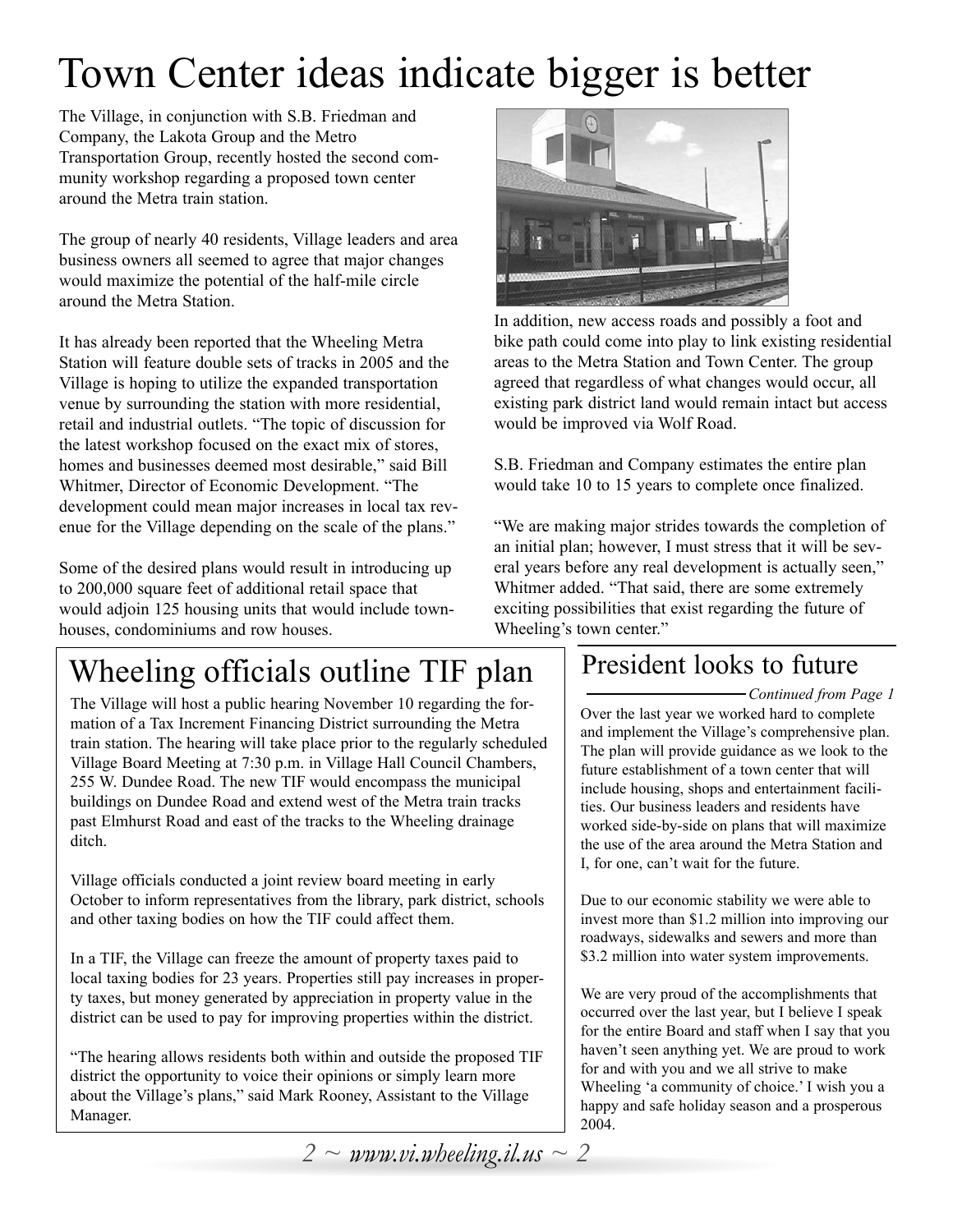# Town Center ideas indicate bigger is better

The Village, in conjunction with S.B. Friedman and Company, the Lakota Group and the Metro Transportation Group, recently hosted the second community workshop regarding a proposed town center around the Metra train station.

The group of nearly 40 residents, Village leaders and area business owners all seemed to agree that major changes would maximize the potential of the half-mile circle around the Metra Station.

It has already been reported that the Wheeling Metra Station will feature double sets of tracks in 2005 and the Village is hoping to utilize the expanded transportation venue by surrounding the station with more residential, retail and industrial outlets. "The topic of discussion for the latest workshop focused on the exact mix of stores, homes and businesses deemed most desirable," said Bill Whitmer, Director of Economic Development. "The development could mean major increases in local tax revenue for the Village depending on the scale of the plans."

Some of the desired plans would result in introducing up to 200,000 square feet of additional retail space that would adjoin 125 housing units that would include townhouses, condominiums and row houses.

In addition, new access roads and possibly a foot and bike path could come into play to link existing residential areas to the Metra Station and Town Center. The group agreed that regardless of what changes would occur, all existing park district land would remain intact but access would be improved via Wolf Road.

S.B. Friedman and Company estimates the entire plan would take 10 to 15 years to complete once finalized.

"We are making major strides towards the completion of an initial plan; however, I must stress that it will be several years before any real development is actually seen," Whitmer added. "That said, there are some extremely exciting possibilities that exist regarding the future of Wheeling's town center."

## Wheeling officials outline TIF plan

The Village will host a public hearing November 10 regarding the formation of a Tax Increment Financing District surrounding the Metra train station. The hearing will take place prior to the regularly scheduled Village Board Meeting at 7:30 p.m. in Village Hall Council Chambers, 255 W. Dundee Road. The new TIF would encompass the municipal buildings on Dundee Road and extend west of the Metra train tracks past Elmhurst Road and east of the tracks to the Wheeling drainage ditch.

Village officials conducted a joint review board meeting in early October to inform representatives from the library, park district, schools and other taxing bodies on how the TIF could affect them.

In a TIF, the Village can freeze the amount of property taxes paid to local taxing bodies for 23 years. Properties still pay increases in property taxes, but money generated by appreciation in property value in the district can be used to pay for improving properties within the district.

"The hearing allows residents both within and outside the proposed TIF district the opportunity to voice their opinions or simply learn more about the Village's plans," said Mark Rooney, Assistant to the Village Manager.

## President looks to future

*Continued from Page 1*

Over the last year we worked hard to complete and implement the Village's comprehensive plan. The plan will provide guidance as we look to the future establishment of a town center that will include housing, shops and entertainment facilities. Our business leaders and residents have worked side-by-side on plans that will maximize the use of the area around the Metra Station and I, for one, can't wait for the future.

Due to our economic stability we were able to invest more than $1.2 million into improving our roadways, sidewalks and sewers and more than $3.2 million into water system improvements.

We are very proud of the accomplishments that occurred over the last year, but I believe I speak for the entire Board and staff when I say that you haven't seen anything yet. We are proud to work for and with you and we all strive to make Wheeling 'a community of choice.' I wish you a happy and safe holiday season and a prosperous 2004.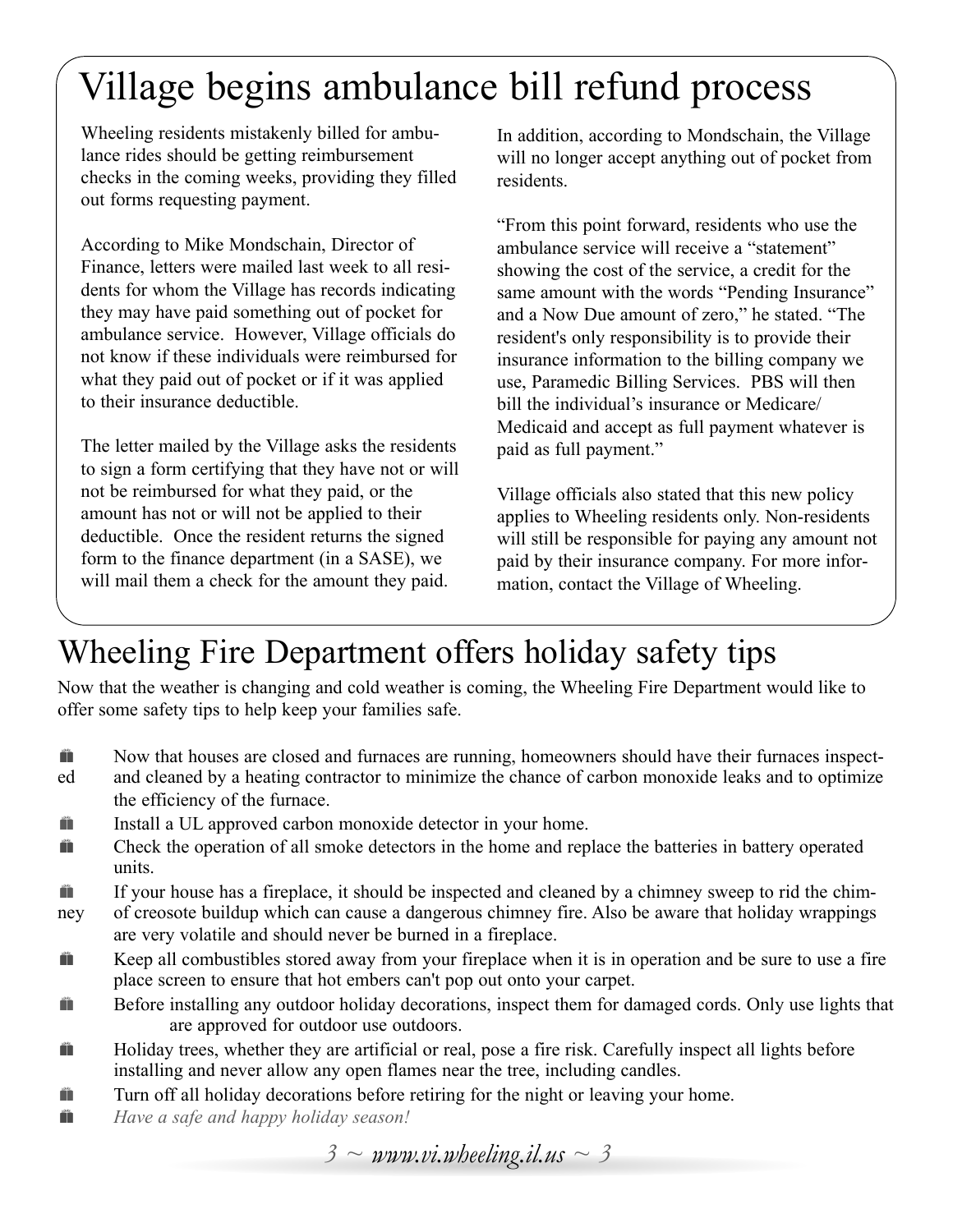# Village begins ambulance bill refund process

Wheeling residents mistakenly billed for ambulance rides should be getting reimbursement checks in the coming weeks, providing they filled out forms requesting payment.

According to Mike Mondschain, Director of Finance, letters were mailed last week to all residents for whom the Village has records indicating they may have paid something out of pocket for ambulance service. However, Village officials do not know if these individuals were reimbursed for what they paid out of pocket or if it was applied to their insurance deductible.

The letter mailed by the Village asks the residents to sign a form certifying that they have not or will not be reimbursed for what they paid, or the amount has not or will not be applied to their deductible. Once the resident returns the signed form to the finance department (in a SASE), we will mail them a check for the amount they paid.

In addition, according to Mondschain, the Village will no longer accept anything out of pocket from residents.

"From this point forward, residents who use the ambulance service will receive a "statement" showing the cost of the service, a credit for the same amount with the words "Pending Insurance" and a Now Due amount of zero," he stated. "The resident's only responsibility is to provide their insurance information to the billing company we use, Paramedic Billing Services. PBS will then bill the individual's insurance or Medicare/Medicaid and accept as full payment whatever is paid as full payment."

Village officials also stated that this new policy applies to Wheeling residents only. Non-residents will still be responsible for paying any amount not paid by their insurance company. For more information, contact the Village of Wheeling.

# Wheeling Fire Department offers holiday safety tips

Now that the weather is changing and cold weather is coming, the Wheeling Fire Department would like to offer some safety tips to help keep your families safe.

- Now that houses are closed and furnaces are running, homeowners should have their furnaces inspected and cleaned by a heating contractor to minimize the chance of carbon monoxide leaks and to optimize the efficiency of the furnace.
- Install a UL approved carbon monoxide detector in your home.
- Check the operation of all smoke detectors in the home and replace the batteries in battery operated units.
- If your house has a fireplace, it should be inspected and cleaned by a chimney sweep to rid the chimney of creosote buildup which can cause a dangerous chimney fire. Also be aware that holiday wrappings are very volatile and should never be burned in a fireplace.
- Keep all combustibles stored away from your fireplace when it is in operation and be sure to use a fire place screen to ensure that hot embers can't pop out onto your carpet.
- Before installing any outdoor holiday decorations, inspect them for damaged cords. Only use lights that are approved for outdoor use outdoors.
- Holiday trees, whether they are artificial or real, pose a fire risk. Carefully inspect all lights before installing and never allow any open flames near the tree, including candles.
- Turn off all holiday decorations before retiring for the night or leaving your home.
- *Have a safe and happy holiday season!*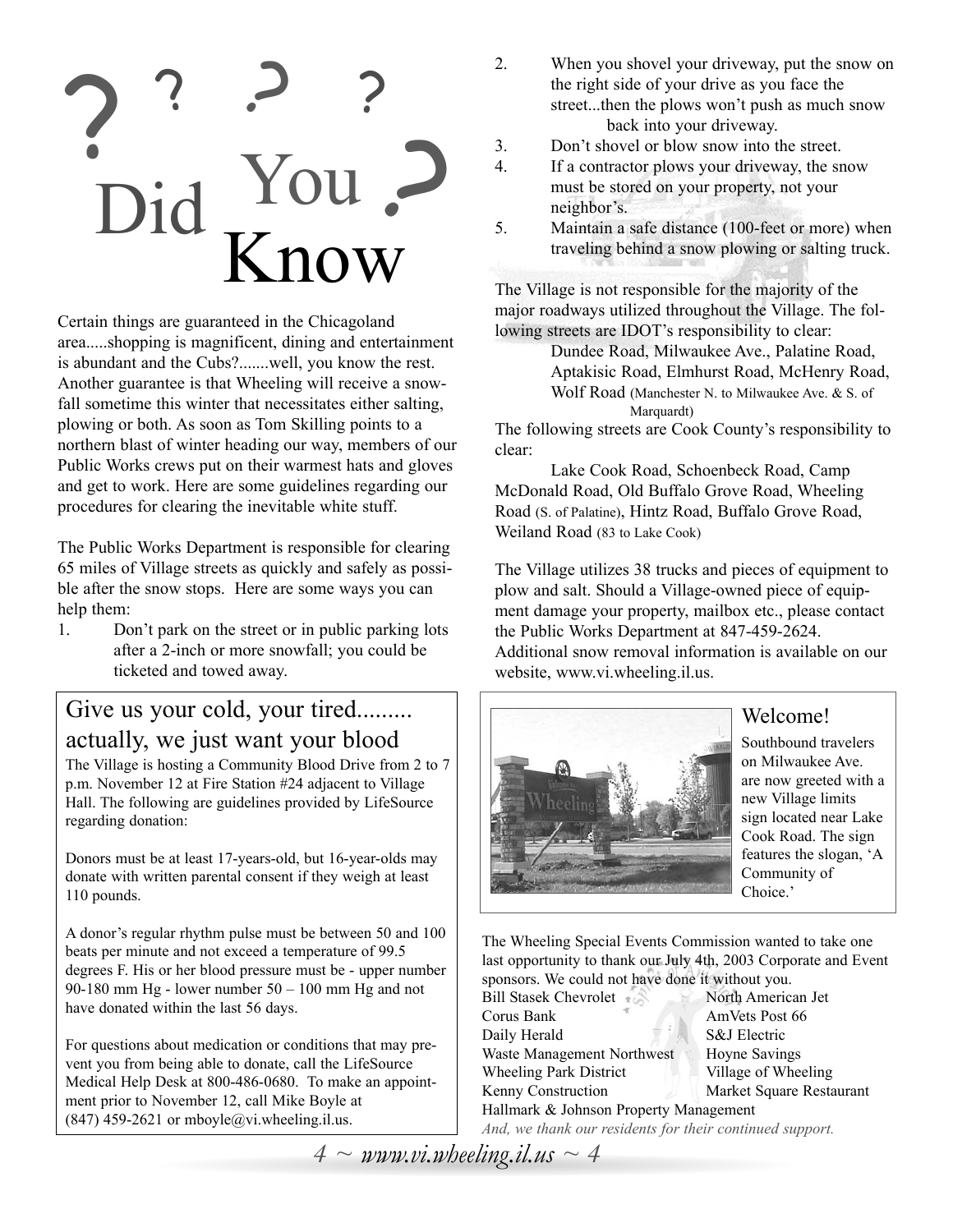# Did You Know

Certain things are guaranteed in the Chicagoland area.....shopping is magnificent, dining and entertainment is abundant and the Cubs?.......well, you know the rest. Another guarantee is that Wheeling will receive a snowfall sometime this winter that necessitates either salting, plowing or both. As soon as Tom Skilling points to a northern blast of winter heading our way, members of our Public Works crews put on their warmest hats and gloves and get to work. Here are some guidelines regarding our procedures for clearing the inevitable white stuff.

The Public Works Department is responsible for clearing 65 miles of Village streets as quickly and safely as possible after the snow stops. Here are some ways you can help them:

1. Don't park on the street or in public parking lots after a 2-inch or more snowfall; you could be ticketed and towed away.
2. When you shovel your driveway, put the snow on the right side of your drive as you face the street...then the plows won't push as much snow back into your driveway.
3. Don't shovel or blow snow into the street.
4. If a contractor plows your driveway, the snow must be stored on your property, not your neighbor's.
5. Maintain a safe distance (100-feet or more) when traveling behind a snow plowing or salting truck.

The Village is not responsible for the majority of the major roadways utilized throughout the Village. The following streets are IDOT's responsibility to clear:

Dundee Road, Milwaukee Ave., Palatine Road, Aptakisic Road, Elmhurst Road, McHenry Road, Wolf Road (Manchester N. to Milwaukee Ave. & S. of Marquardt)

The following streets are Cook County's responsibility to clear:

Lake Cook Road, Schoenbeck Road, Camp McDonald Road, Old Buffalo Grove Road, Wheeling Road (S. of Palatine), Hintz Road, Buffalo Grove Road, Weiland Road (83 to Lake Cook)

The Village utilizes 38 trucks and pieces of equipment to plow and salt. Should a Village-owned piece of equipment damage your property, mailbox etc., please contact the Public Works Department at 847-459-2624. Additional snow removal information is available on our website, www.vi.wheeling.il.us.

## Give us your cold, your tired......... actually, we just want your blood

The Village is hosting a Community Blood Drive from 2 to 7 p.m. November 12 at Fire Station #24 adjacent to Village Hall. The following are guidelines provided by LifeSource regarding donation:

Donors must be at least 17-years-old, but 16-year-olds may donate with written parental consent if they weigh at least 110 pounds.

A donor's regular rhythm pulse must be between 50 and 100 beats per minute and not exceed a temperature of 99.5 degrees F. His or her blood pressure must be - upper number 90-180 mm Hg - lower number 50 – 100 mm Hg and not have donated within the last 56 days.

For questions about medication or conditions that may prevent you from being able to donate, call the LifeSource Medical Help Desk at 800-486-0680. To make an appointment prior to November 12, call Mike Boyle at (847) 459-2621 or mboyle@vi.wheeling.il.us.

## Welcome!

Southbound travelers on Milwaukee Ave. are now greeted with a new Village limits sign located near Lake Cook Road. The sign features the slogan, 'A Community of Choice.'

The Wheeling Special Events Commission wanted to take one last opportunity to thank our July 4th, 2003 Corporate and Event sponsors. We could not have done it without you.

- Bill Stasek Chevrolet
- North American Jet
- Corus Bank
- AmVets Post 66
- Daily Herald
- S&J Electric
- Waste Management Northwest
- Hoyne Savings
- Wheeling Park District
- Village of Wheeling
- Kenny Construction
- Market Square Restaurant
- Hallmark & Johnson Property Management

*And, we thank our residents for their continued support.*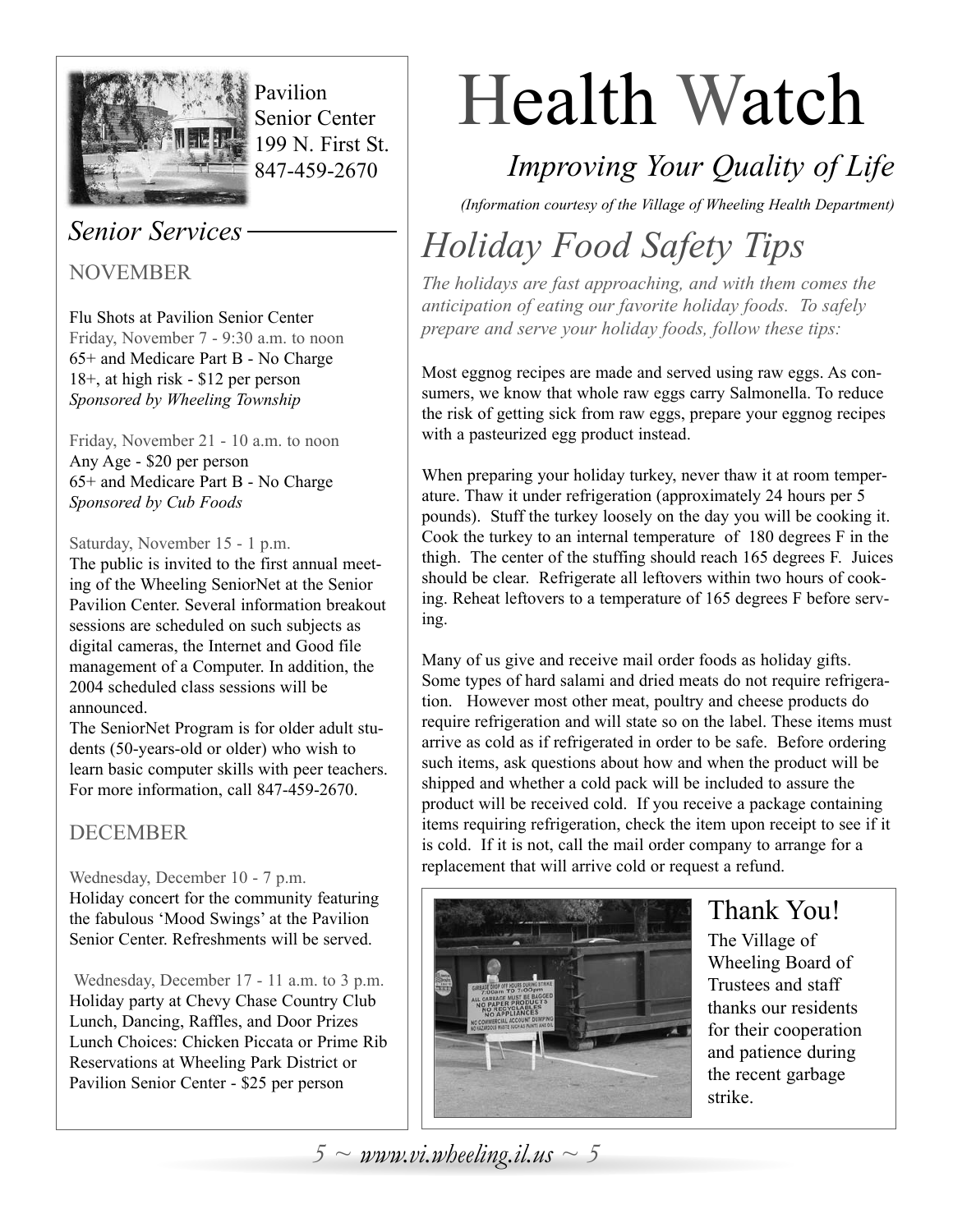Pavilion
Senior Center
199 N. First St.
847-459-2670

## *Senior Services*

### NOVEMBER

Flu Shots at Pavilion Senior Center
Friday, November 7 - 9:30 a.m. to noon
65+ and Medicare Part B - No Charge
18+, at high risk - $12 per person
*Sponsored by Wheeling Township*

Friday, November 21 - 10 a.m. to noon
Any Age - $20 per person
65+ and Medicare Part B - No Charge
*Sponsored by Cub Foods*

Saturday, November 15 - 1 p.m.
The public is invited to the first annual meeting of the Wheeling SeniorNet at the Senior Pavilion Center. Several information breakout sessions are scheduled on such subjects as digital cameras, the Internet and Good file management of a Computer. In addition, the 2004 scheduled class sessions will be announced.
The SeniorNet Program is for older adult students (50-years-old or older) who wish to learn basic computer skills with peer teachers. For more information, call 847-459-2670.

### DECEMBER

Wednesday, December 10 - 7 p.m.
Holiday concert for the community featuring the fabulous 'Mood Swings' at the Pavilion Senior Center. Refreshments will be served.

Wednesday, December 17 - 11 a.m. to 3 p.m.
Holiday party at Chevy Chase Country Club
Lunch, Dancing, Raffles, and Door Prizes
Lunch Choices: Chicken Piccata or Prime Rib
Reservations at Wheeling Park District or Pavilion Senior Center - $25 per person

# Health Watch

*Improving Your Quality of Life*

*(Information courtesy of the Village of Wheeling Health Department)*

## *Holiday Food Safety Tips*

*The holidays are fast approaching, and with them comes the anticipation of eating our favorite holiday foods. To safely prepare and serve your holiday foods, follow these tips:*

Most eggnog recipes are made and served using raw eggs. As consumers, we know that whole raw eggs carry Salmonella. To reduce the risk of getting sick from raw eggs, prepare your eggnog recipes with a pasteurized egg product instead.

When preparing your holiday turkey, never thaw it at room temperature. Thaw it under refrigeration (approximately 24 hours per 5 pounds). Stuff the turkey loosely on the day you will be cooking it. Cook the turkey to an internal temperature of 180 degrees F in the thigh. The center of the stuffing should reach 165 degrees F. Juices should be clear. Refrigerate all leftovers within two hours of cooking. Reheat leftovers to a temperature of 165 degrees F before serving.

Many of us give and receive mail order foods as holiday gifts. Some types of hard salami and dried meats do not require refrigeration. However most other meat, poultry and cheese products do require refrigeration and will state so on the label. These items must arrive as cold as if refrigerated in order to be safe. Before ordering such items, ask questions about how and when the product will be shipped and whether a cold pack will be included to assure the product will be received cold. If you receive a package containing items requiring refrigeration, check the item upon receipt to see if it is cold. If it is not, call the mail order company to arrange for a replacement that will arrive cold or request a refund.

## Thank You!

The Village of Wheeling Board of Trustees and staff thanks our residents for their cooperation and patience during the recent garbage strike.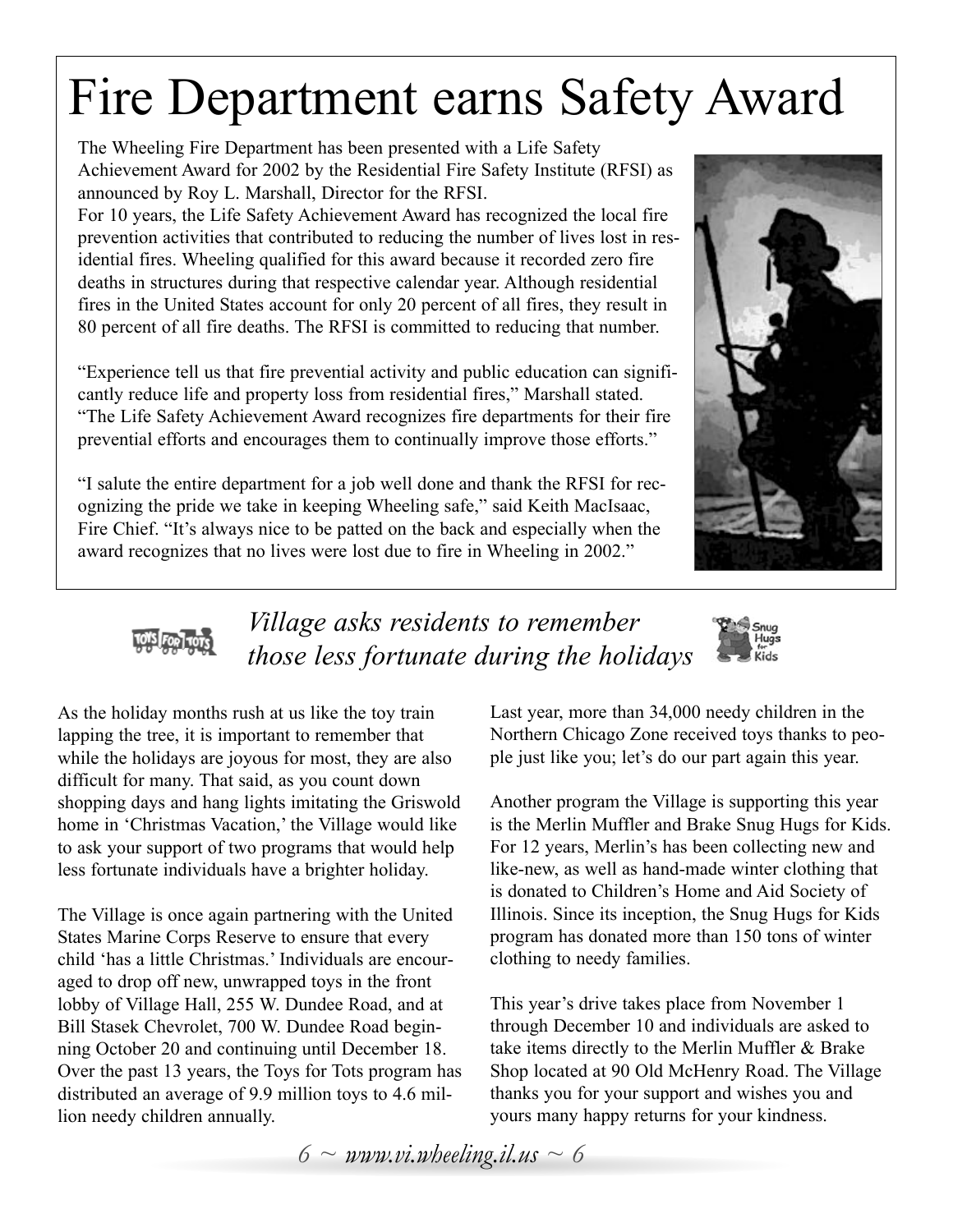# Fire Department earns Safety Award

The Wheeling Fire Department has been presented with a Life Safety Achievement Award for 2002 by the Residential Fire Safety Institute (RFSI) as announced by Roy L. Marshall, Director for the RFSI.

For 10 years, the Life Safety Achievement Award has recognized the local fire prevention activities that contributed to reducing the number of lives lost in residential fires. Wheeling qualified for this award because it recorded zero fire deaths in structures during that respective calendar year. Although residential fires in the United States account for only 20 percent of all fires, they result in 80 percent of all fire deaths. The RFSI is committed to reducing that number.

"Experience tell us that fire prevential activity and public education can significantly reduce life and property loss from residential fires," Marshall stated. "The Life Safety Achievement Award recognizes fire departments for their fire prevential efforts and encourages them to continually improve those efforts."

"I salute the entire department for a job well done and thank the RFSI for recognizing the pride we take in keeping Wheeling safe," said Keith MacIsaac, Fire Chief. "It's always nice to be patted on the back and especially when the award recognizes that no lives were lost due to fire in Wheeling in 2002."

## *Village asks residents to remember those less fortunate during the holidays*

As the holiday months rush at us like the toy train lapping the tree, it is important to remember that while the holidays are joyous for most, they are also difficult for many. That said, as you count down shopping days and hang lights imitating the Griswold home in 'Christmas Vacation,' the Village would like to ask your support of two programs that would help less fortunate individuals have a brighter holiday.

The Village is once again partnering with the United States Marine Corps Reserve to ensure that every child 'has a little Christmas.' Individuals are encouraged to drop off new, unwrapped toys in the front lobby of Village Hall, 255 W. Dundee Road, and at Bill Stasek Chevrolet, 700 W. Dundee Road beginning October 20 and continuing until December 18. Over the past 13 years, the Toys for Tots program has distributed an average of 9.9 million toys to 4.6 million needy children annually.

Last year, more than 34,000 needy children in the Northern Chicago Zone received toys thanks to people just like you; let's do our part again this year.

Another program the Village is supporting this year is the Merlin Muffler and Brake Snug Hugs for Kids. For 12 years, Merlin's has been collecting new and like-new, as well as hand-made winter clothing that is donated to Children's Home and Aid Society of Illinois. Since its inception, the Snug Hugs for Kids program has donated more than 150 tons of winter clothing to needy families.

This year's drive takes place from November 1 through December 10 and individuals are asked to take items directly to the Merlin Muffler & Brake Shop located at 90 Old McHenry Road. The Village thanks you for your support and wishes you and yours many happy returns for your kindness.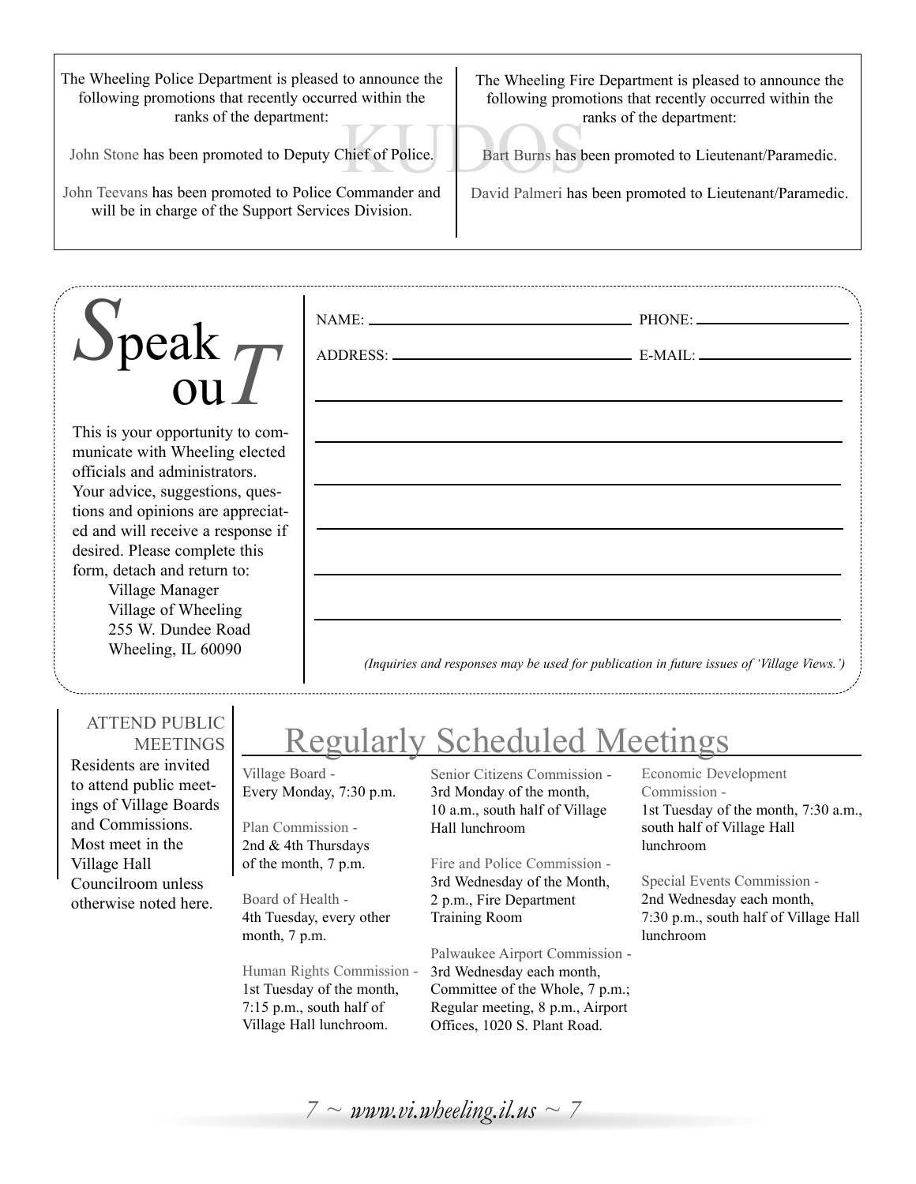## KUDOS

The Wheeling Police Department is pleased to announce the following promotions that recently occurred within the ranks of the department:

John Stone has been promoted to Deputy Chief of Police.

John Teevans has been promoted to Police Commander and will be in charge of the Support Services Division.

The Wheeling Fire Department is pleased to announce the following promotions that recently occurred within the ranks of the department:

Bart Burns has been promoted to Lieutenant/Paramedic.

David Palmeri has been promoted to Lieutenant/Paramedic.

## Speak ouT

This is your opportunity to communicate with Wheeling elected officials and administrators. Your advice, suggestions, questions and opinions are appreciated and will receive a response if desired. Please complete this form, detach and return to:

Village Manager
Village of Wheeling
255 W. Dundee Road
Wheeling, IL 60090

NAME: ______________________ PHONE: ______________________

ADDRESS: ______________________ E-MAIL: ______________________

______________________________________________

______________________________________________

______________________________________________

______________________________________________

______________________________________________

______________________________________________

*(Inquiries and responses may be used for publication in future issues of 'Village Views.')*

### ATTEND PUBLIC MEETINGS

Residents are invited to attend public meetings of Village Boards and Commissions. Most meet in the Village Hall Councilroom unless otherwise noted here.

## Regularly Scheduled Meetings

Village Board -
Every Monday, 7:30 p.m.

Plan Commission -
2nd & 4th Thursdays of the month, 7 p.m.

Board of Health -
4th Tuesday, every other month, 7 p.m.

Human Rights Commission -
1st Tuesday of the month, 7:15 p.m., south half of Village Hall lunchroom.

Senior Citizens Commission -
3rd Monday of the month, 10 a.m., south half of Village Hall lunchroom

Fire and Police Commission -
3rd Wednesday of the Month, 2 p.m., Fire Department Training Room

Palwaukee Airport Commission -
3rd Wednesday each month, Committee of the Whole, 7 p.m.; Regular meeting, 8 p.m., Airport Offices, 1020 S. Plant Road.

Economic Development Commission -
1st Tuesday of the month, 7:30 a.m., south half of Village Hall lunchroom

Special Events Commission -
2nd Wednesday each month, 7:30 p.m., south half of Village Hall lunchroom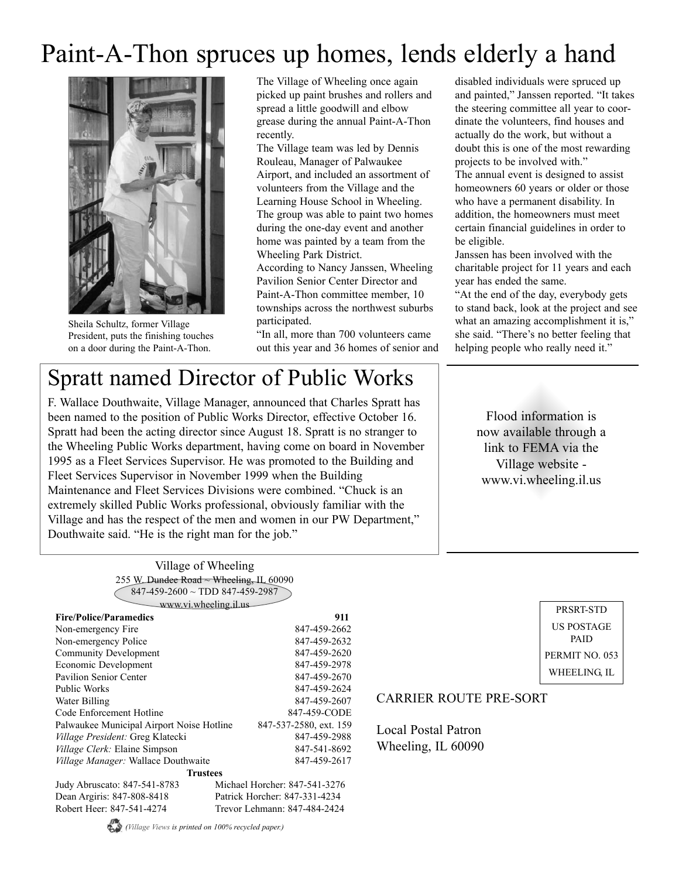# Paint-A-Thon spruces up homes, lends elderly a hand

Sheila Schultz, former Village President, puts the finishing touches on a door during the Paint-A-Thon.

The Village of Wheeling once again picked up paint brushes and rollers and spread a little goodwill and elbow grease during the annual Paint-A-Thon recently.

The Village team was led by Dennis Rouleau, Manager of Palwaukee Airport, and included an assortment of volunteers from the Village and the Learning House School in Wheeling. The group was able to paint two homes during the one-day event and another home was painted by a team from the Wheeling Park District.

According to Nancy Janssen, Wheeling Pavilion Senior Center Director and Paint-A-Thon committee member, 10 townships across the northwest suburbs participated.

"In all, more than 700 volunteers came out this year and 36 homes of senior and disabled individuals were spruced up and painted," Janssen reported. "It takes the steering committee all year to coordinate the volunteers, find houses and actually do the work, but without a doubt this is one of the most rewarding projects to be involved with."

The annual event is designed to assist homeowners 60 years or older or those who have a permanent disability. In addition, the homeowners must meet certain financial guidelines in order to be eligible.

Janssen has been involved with the charitable project for 11 years and each year has ended the same.

"At the end of the day, everybody gets to stand back, look at the project and see what an amazing accomplishment it is," she said. "There's no better feeling that helping people who really need it."

# Spratt named Director of Public Works

F. Wallace Douthwaite, Village Manager, announced that Charles Spratt has been named to the position of Public Works Director, effective October 16. Spratt had been the acting director since August 18. Spratt is no stranger to the Wheeling Public Works department, having come on board in November 1995 as a Fleet Services Supervisor. He was promoted to the Building and Fleet Services Supervisor in November 1999 when the Building Maintenance and Fleet Services Divisions were combined. "Chuck is an extremely skilled Public Works professional, obviously familiar with the Village and has the respect of the men and women in our PW Department," Douthwaite said. "He is the right man for the job."

Flood information is now available through a link to FEMA via the Village website - www.vi.wheeling.il.us

Village of Wheeling
255 W. Dundee Road ~ Wheeling, IL 60090
847-459-2600 ~ TDD 847-459-2987
www.vi.wheeling.il.us

| | |
|---|---|
| **Fire/Police/Paramedics** | **911** |
| Non-emergency Fire | 847-459-2662 |
| Non-emergency Police | 847-459-2632 |
| Community Development | 847-459-2620 |
| Economic Development | 847-459-2978 |
| Pavilion Senior Center | 847-459-2670 |
| Public Works | 847-459-2624 |
| Water Billing | 847-459-2607 |
| Code Enforcement Hotline | 847-459-CODE |
| Palwaukee Municipal Airport Noise Hotline | 847-537-2580, ext. 159 |
| *Village President:* Greg Klatecki | 847-459-2988 |
| *Village Clerk:* Elaine Simpson | 847-541-8692 |
| *Village Manager:* Wallace Douthwaite | 847-459-2617 |

**Trustees**

| | |
|---|---|
| Judy Abruscato: 847-541-8783 | Michael Horcher: 847-541-3276 |
| Dean Argiris: 847-808-8418 | Patrick Horcher: 847-331-4234 |
| Robert Heer: 847-541-4274 | Trevor Lehmann: 847-484-2424 |

*(Village Views is printed on 100% recycled paper.)*

PRSRT-STD
US POSTAGE PAID
PERMIT NO. 053
WHEELING, IL

CARRIER ROUTE PRE-SORT

Local Postal Patron
Wheeling, IL 60090